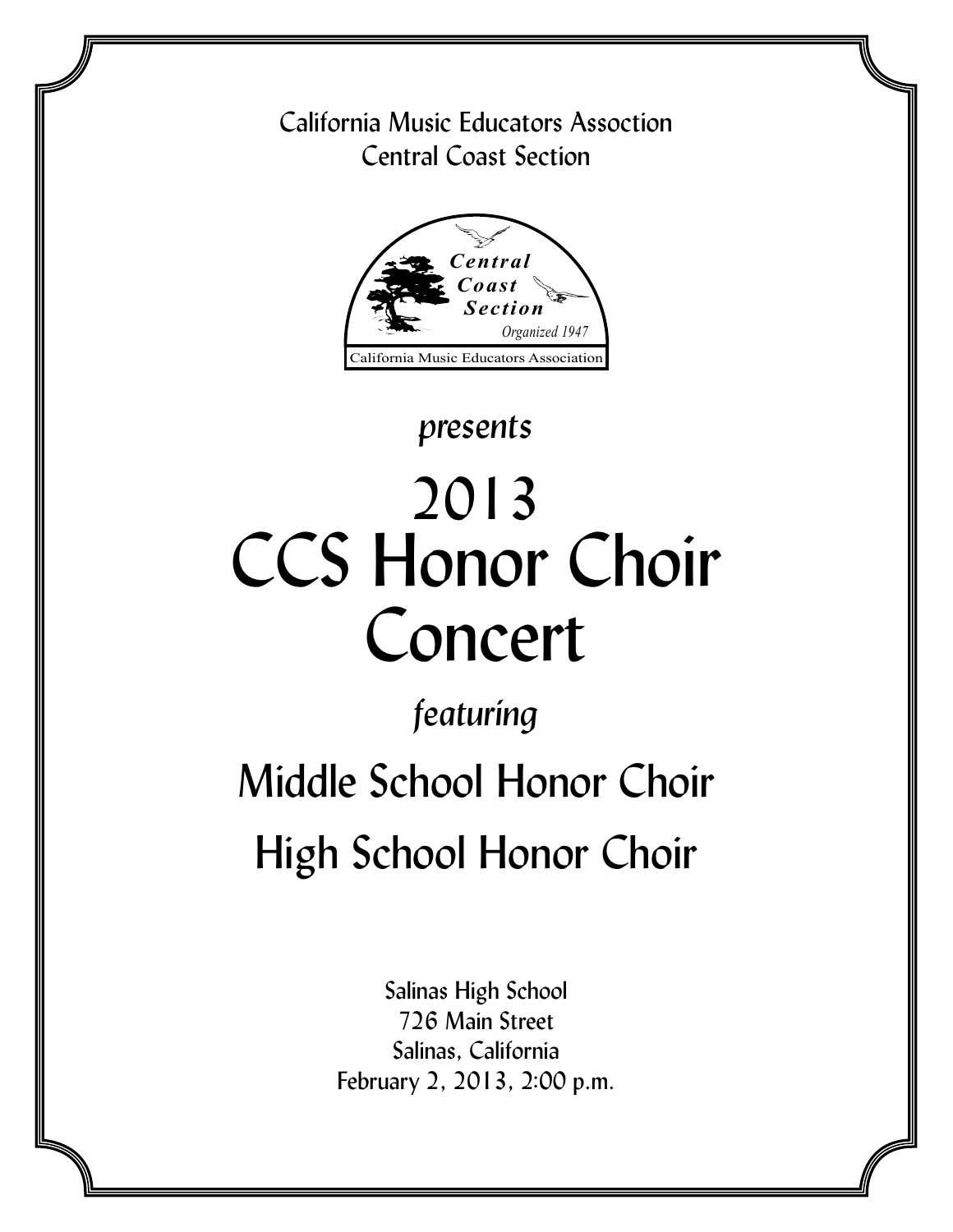California Music Educators Assoction
Central Coast Section

Central Coast Section
Organized 1947
California Music Educators Association

*presents*

# 2013 CCS Honor Choir Concert

*featuring*

## Middle School Honor Choir

## High School Honor Choir

Salinas High School
726 Main Street
Salinas, California
February 2, 2013, 2:00 p.m.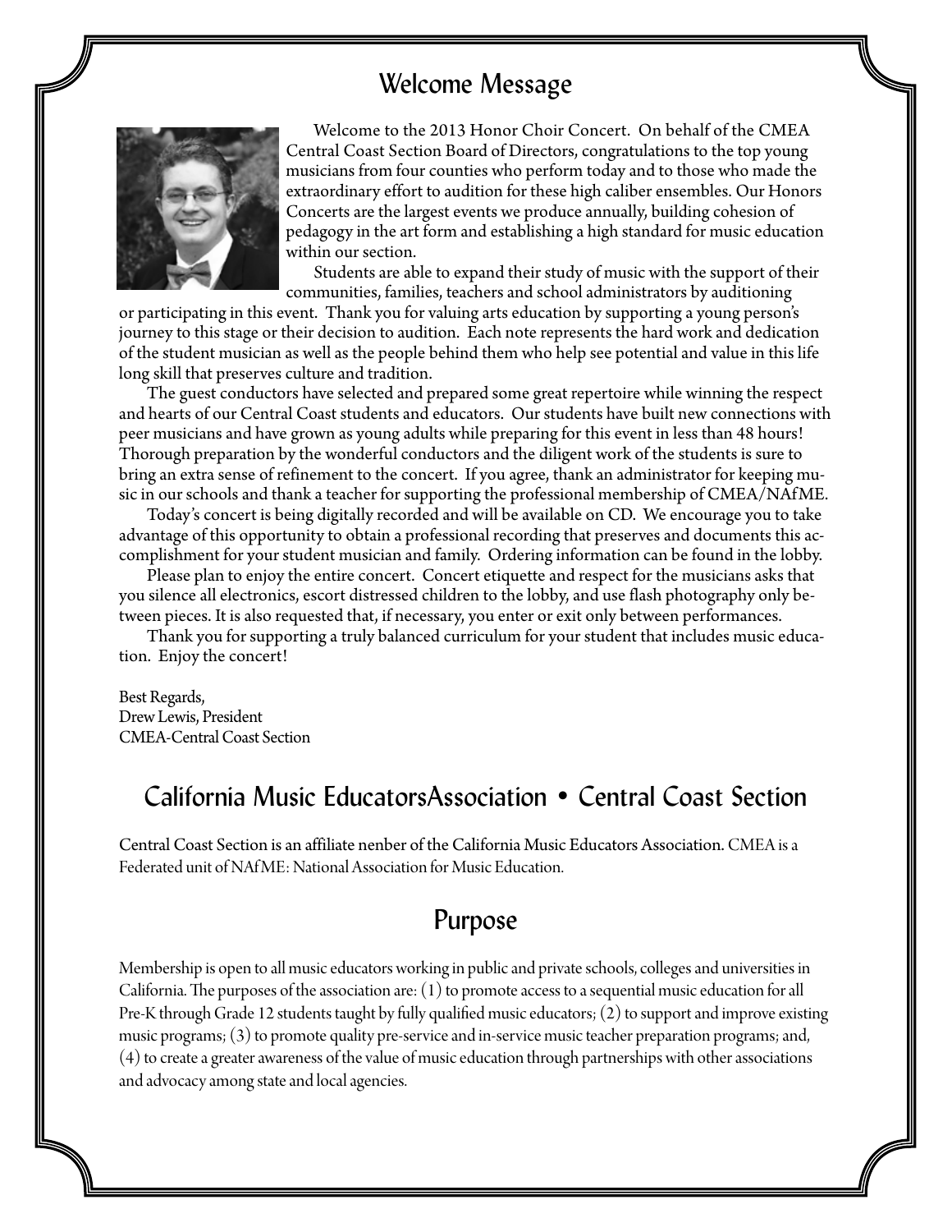## Welcome Message

Welcome to the 2013 Honor Choir Concert. On behalf of the CMEA Central Coast Section Board of Directors, congratulations to the top young musicians from four counties who perform today and to those who made the extraordinary effort to audition for these high caliber ensembles. Our Honors Concerts are the largest events we produce annually, building cohesion of pedagogy in the art form and establishing a high standard for music education within our section.

Students are able to expand their study of music with the support of their communities, families, teachers and school administrators by auditioning or participating in this event. Thank you for valuing arts education by supporting a young person's journey to this stage or their decision to audition. Each note represents the hard work and dedication of the student musician as well as the people behind them who help see potential and value in this life long skill that preserves culture and tradition.

The guest conductors have selected and prepared some great repertoire while winning the respect and hearts of our Central Coast students and educators. Our students have built new connections with peer musicians and have grown as young adults while preparing for this event in less than 48 hours! Thorough preparation by the wonderful conductors and the diligent work of the students is sure to bring an extra sense of refinement to the concert. If you agree, thank an administrator for keeping music in our schools and thank a teacher for supporting the professional membership of CMEA/NAfME.

Today's concert is being digitally recorded and will be available on CD. We encourage you to take advantage of this opportunity to obtain a professional recording that preserves and documents this accomplishment for your student musician and family. Ordering information can be found in the lobby.

Please plan to enjoy the entire concert. Concert etiquette and respect for the musicians asks that you silence all electronics, escort distressed children to the lobby, and use flash photography only between pieces. It is also requested that, if necessary, you enter or exit only between performances.

Thank you for supporting a truly balanced curriculum for your student that includes music education. Enjoy the concert!

Best Regards,
Drew Lewis, President
CMEA-Central Coast Section

## California Music EducatorsAssociation • Central Coast Section

Central Coast Section is an affiliate nenber of the California Music Educators Association. CMEA is a Federated unit of NAfME: National Association for Music Education.

## Purpose

Membership is open to all music educators working in public and private schools, colleges and universities in California. The purposes of the association are: (1) to promote access to a sequential music education for all Pre-K through Grade 12 students taught by fully qualified music educators; (2) to support and improve existing music programs; (3) to promote quality pre-service and in-service music teacher preparation programs; and, (4) to create a greater awareness of the value of music education through partnerships with other associations and advocacy among state and local agencies.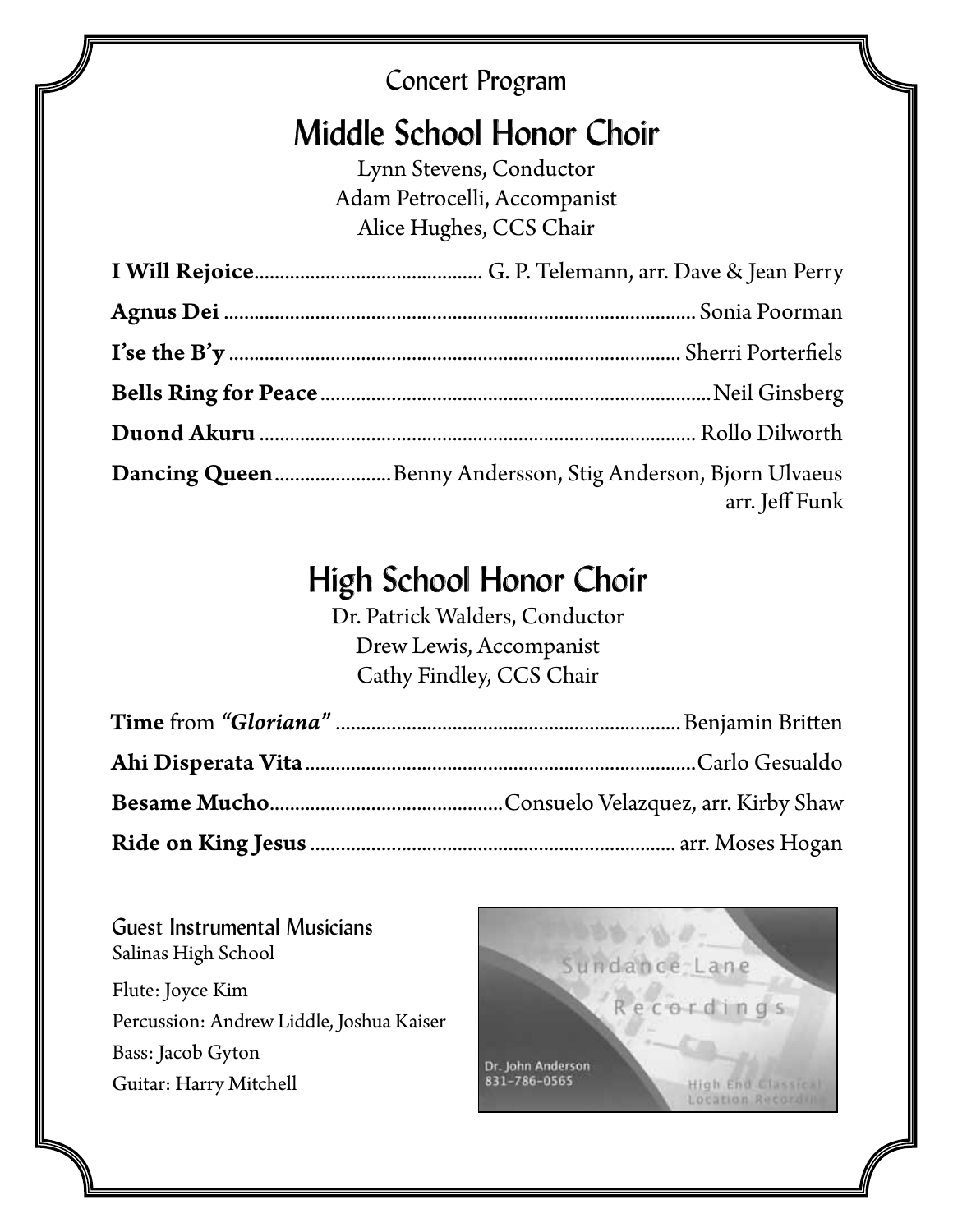Concert Program

# Middle School Honor Choir

Lynn Stevens, Conductor
Adam Petrocelli, Accompanist
Alice Hughes, CCS Chair

**I Will Rejoice** ............ G. P. Telemann, arr. Dave & Jean Perry

**Agnus Dei** ............ Sonia Poorman

**I'se the B'y** ............ Sherri Porterfiels

**Bells Ring for Peace** ............ Neil Ginsberg

**Duond Akuru** ............ Rollo Dilworth

**Dancing Queen** ............ Benny Andersson, Stig Anderson, Bjorn Ulvaeus
arr. Jeff Funk

# High School Honor Choir

Dr. Patrick Walders, Conductor
Drew Lewis, Accompanist
Cathy Findley, CCS Chair

**Time** from ***"Gloriana"*** ............ Benjamin Britten

**Ahi Disperata Vita** ............ Carlo Gesualdo

**Besame Mucho** ............ Consuelo Velazquez, arr. Kirby Shaw

**Ride on King Jesus** ............ arr. Moses Hogan

## Guest Instrumental Musicians

Salinas High School

Flute: Joyce Kim
Percussion: Andrew Liddle, Joshua Kaiser
Bass: Jacob Gyton
Guitar: Harry Mitchell

Sundance Lane Recordings
Dr. John Anderson
831-786-0565
High End Classical Location Recording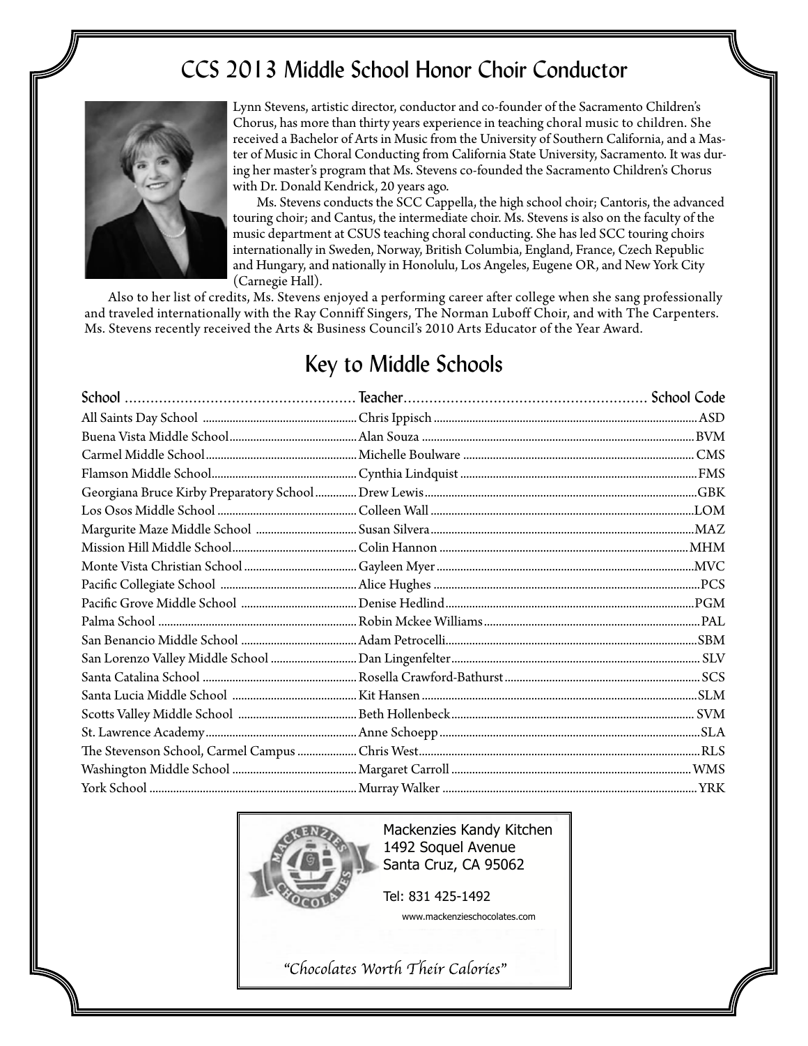## CCS 2013 Middle School Honor Choir Conductor

Lynn Stevens, artistic director, conductor and co-founder of the Sacramento Children's Chorus, has more than thirty years experience in teaching choral music to children. She received a Bachelor of Arts in Music from the University of Southern California, and a Master of Music in Choral Conducting from California State University, Sacramento. It was during her master's program that Ms. Stevens co-founded the Sacramento Children's Chorus with Dr. Donald Kendrick, 20 years ago.

Ms. Stevens conducts the SCC Cappella, the high school choir; Cantoris, the advanced touring choir; and Cantus, the intermediate choir. Ms. Stevens is also on the faculty of the music department at CSUS teaching choral conducting. She has led SCC touring choirs internationally in Sweden, Norway, British Columbia, England, France, Czech Republic and Hungary, and nationally in Honolulu, Los Angeles, Eugene OR, and New York City (Carnegie Hall).

Also to her list of credits, Ms. Stevens enjoyed a performing career after college when she sang professionally and traveled internationally with the Ray Conniff Singers, The Norman Luboff Choir, and with The Carpenters. Ms. Stevens recently received the Arts & Business Council's 2010 Arts Educator of the Year Award.

## Key to Middle Schools

| School | Teacher | School Code |
|---|---|---|
| All Saints Day School | Chris Ippisch | ASD |
| Buena Vista Middle School | Alan Souza | BVM |
| Carmel Middle School | Michelle Boulware | CMS |
| Flamson Middle School | Cynthia Lindquist | FMS |
| Georgiana Bruce Kirby Preparatory School | Drew Lewis | GBK |
| Los Osos Middle School | Colleen Wall | LOM |
| Margurite Maze Middle School | Susan Silvera | MAZ |
| Mission Hill Middle School | Colin Hannon | MHM |
| Monte Vista Christian School | Gayleen Myer | MVC |
| Pacific Collegiate School | Alice Hughes | PCS |
| Pacific Grove Middle School | Denise Hedlind | PGM |
| Palma School | Robin Mckee Williams | PAL |
| San Benancio Middle School | Adam Petrocelli | SBM |
| San Lorenzo Valley Middle School | Dan Lingenfelter | SLV |
| Santa Catalina School | Rosella Crawford-Bathurst | SCS |
| Santa Lucia Middle School | Kit Hansen | SLM |
| Scotts Valley Middle School | Beth Hollenbeck | SVM |
| St. Lawrence Academy | Anne Schoepp | SLA |
| The Stevenson School, Carmel Campus | Chris West | RLS |
| Washington Middle School | Margaret Carroll | WMS |
| York School | Murray Walker | YRK |

Mackenzies Kandy Kitchen
1492 Soquel Avenue
Santa Cruz, CA 95062

Tel: 831 425-1492

www.mackenzieschocolates.com

*"Chocolates Worth Their Calories"*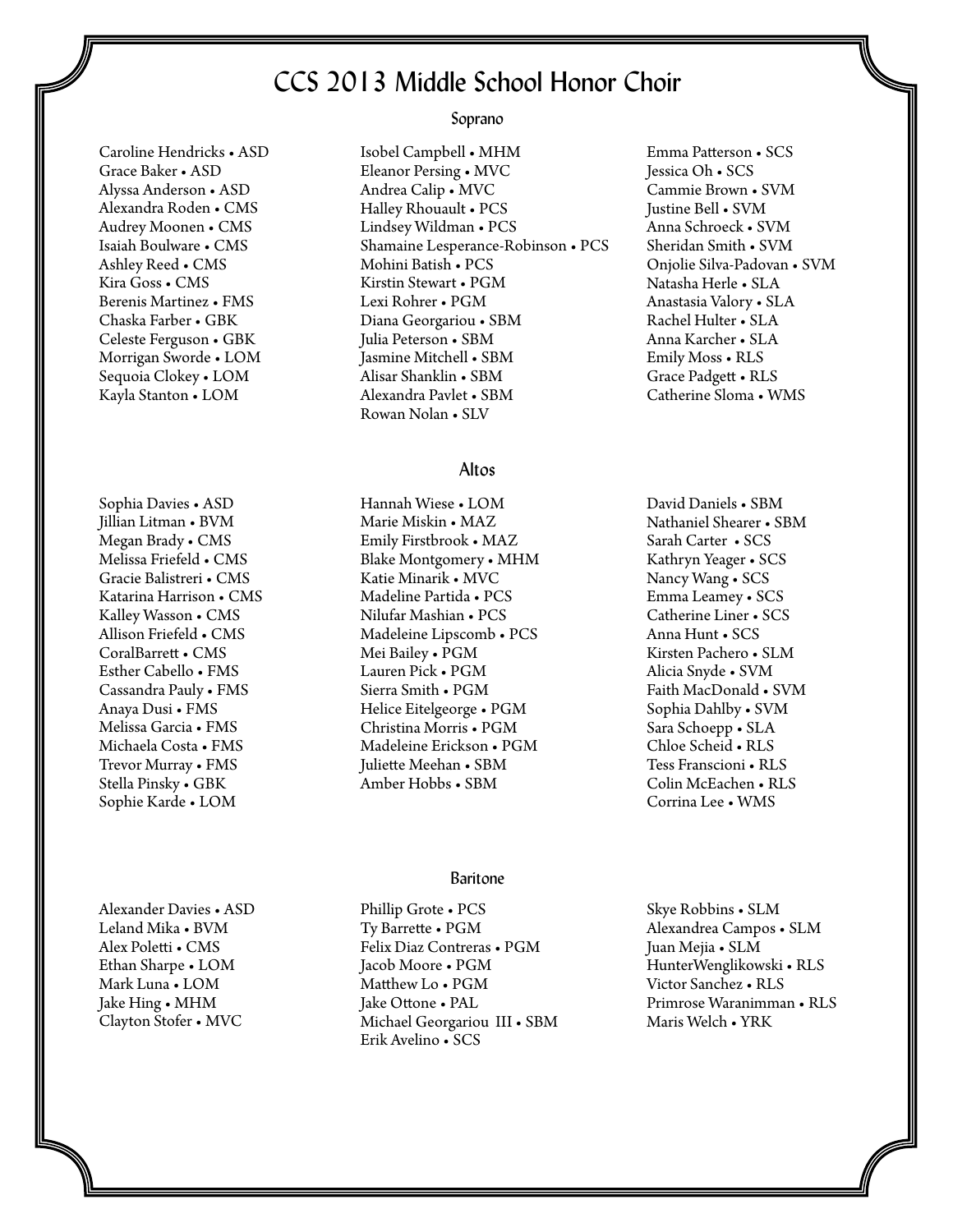# CCS 2013 Middle School Honor Choir

## Soprano

Caroline Hendricks • ASD
Grace Baker • ASD
Alyssa Anderson • ASD
Alexandra Roden • CMS
Audrey Moonen • CMS
Isaiah Boulware • CMS
Ashley Reed • CMS
Kira Goss • CMS
Berenis Martinez • FMS
Chaska Farber • GBK
Celeste Ferguson • GBK
Morrigan Sworde • LOM
Sequoia Clokey • LOM
Kayla Stanton • LOM

Isobel Campbell • MHM
Eleanor Persing • MVC
Andrea Calip • MVC
Halley Rhouault • PCS
Lindsey Wildman • PCS
Shamaine Lesperance-Robinson • PCS
Mohini Batish • PCS
Kirstin Stewart • PGM
Lexi Rohrer • PGM
Diana Georgariou • SBM
Julia Peterson • SBM
Jasmine Mitchell • SBM
Alisar Shanklin • SBM
Alexandra Pavlet • SBM
Rowan Nolan • SLV

Emma Patterson • SCS
Jessica Oh • SCS
Cammie Brown • SVM
Justine Bell • SVM
Anna Schroeck • SVM
Sheridan Smith • SVM
Onjolie Silva-Padovan • SVM
Natasha Herle • SLA
Anastasia Valory • SLA
Rachel Hulter • SLA
Anna Karcher • SLA
Emily Moss • RLS
Grace Padgett • RLS
Catherine Sloma • WMS

## Altos

Sophia Davies • ASD
Jillian Litman • BVM
Megan Brady • CMS
Melissa Friefeld • CMS
Gracie Balistreri • CMS
Katarina Harrison • CMS
Kalley Wasson • CMS
Allison Friefeld • CMS
CoralBarrett • CMS
Esther Cabello • FMS
Cassandra Pauly • FMS
Anaya Dusi • FMS
Melissa Garcia • FMS
Michaela Costa • FMS
Trevor Murray • FMS
Stella Pinsky • GBK
Sophie Karde • LOM

Hannah Wiese • LOM
Marie Miskin • MAZ
Emily Firstbrook • MAZ
Blake Montgomery • MHM
Katie Minarik • MVC
Madeline Partida • PCS
Nilufar Mashian • PCS
Madeleine Lipscomb • PCS
Mei Bailey • PGM
Lauren Pick • PGM
Sierra Smith • PGM
Helice Eitelgeorge • PGM
Christina Morris • PGM
Madeleine Erickson • PGM
Juliette Meehan • SBM
Amber Hobbs • SBM

David Daniels • SBM
Nathaniel Shearer • SBM
Sarah Carter • SCS
Kathryn Yeager • SCS
Nancy Wang • SCS
Emma Leamey • SCS
Catherine Liner • SCS
Anna Hunt • SCS
Kirsten Pachero • SLM
Alicia Snyde • SVM
Faith MacDonald • SVM
Sophia Dahlby • SVM
Sara Schoepp • SLA
Chloe Scheid • RLS
Tess Franscioni • RLS
Colin McEachen • RLS
Corrina Lee • WMS

## Baritone

Alexander Davies • ASD
Leland Mika • BVM
Alex Poletti • CMS
Ethan Sharpe • LOM
Mark Luna • LOM
Jake Hing • MHM
Clayton Stofer • MVC

Phillip Grote • PCS
Ty Barrette • PGM
Felix Diaz Contreras • PGM
Jacob Moore • PGM
Matthew Lo • PGM
Jake Ottone • PAL
Michael Georgariou III • SBM
Erik Avelino • SCS

Skye Robbins • SLM
Alexandrea Campos • SLM
Juan Mejia • SLM
HunterWenglikowski • RLS
Victor Sanchez • RLS
Primrose Waranimman • RLS
Maris Welch • YRK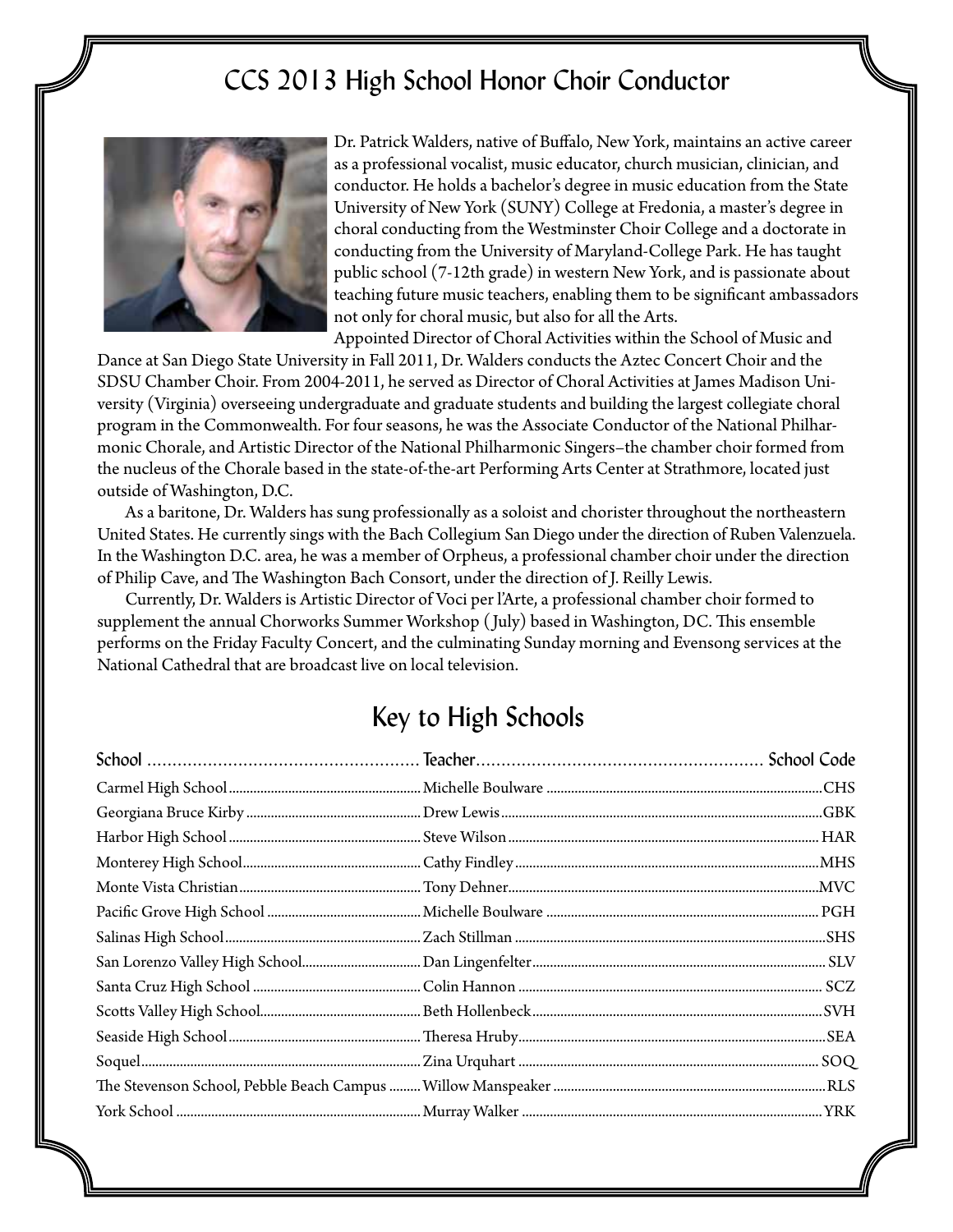## CCS 2013 High School Honor Choir Conductor

Dr. Patrick Walders, native of Buffalo, New York, maintains an active career as a professional vocalist, music educator, church musician, clinician, and conductor. He holds a bachelor's degree in music education from the State University of New York (SUNY) College at Fredonia, a master's degree in choral conducting from the Westminster Choir College and a doctorate in conducting from the University of Maryland-College Park. He has taught public school (7-12th grade) in western New York, and is passionate about teaching future music teachers, enabling them to be significant ambassadors not only for choral music, but also for all the Arts.

Appointed Director of Choral Activities within the School of Music and Dance at San Diego State University in Fall 2011, Dr. Walders conducts the Aztec Concert Choir and the SDSU Chamber Choir. From 2004-2011, he served as Director of Choral Activities at James Madison University (Virginia) overseeing undergraduate and graduate students and building the largest collegiate choral program in the Commonwealth. For four seasons, he was the Associate Conductor of the National Philharmonic Chorale, and Artistic Director of the National Philharmonic Singers–the chamber choir formed from the nucleus of the Chorale based in the state-of-the-art Performing Arts Center at Strathmore, located just outside of Washington, D.C.

As a baritone, Dr. Walders has sung professionally as a soloist and chorister throughout the northeastern United States. He currently sings with the Bach Collegium San Diego under the direction of Ruben Valenzuela. In the Washington D.C. area, he was a member of Orpheus, a professional chamber choir under the direction of Philip Cave, and The Washington Bach Consort, under the direction of J. Reilly Lewis.

Currently, Dr. Walders is Artistic Director of Voci per l'Arte, a professional chamber choir formed to supplement the annual Chorworks Summer Workshop (July) based in Washington, DC. This ensemble performs on the Friday Faculty Concert, and the culminating Sunday morning and Evensong services at the National Cathedral that are broadcast live on local television.

## Key to High Schools

| School | Teacher | School Code |
|---|---|---|
| Carmel High School | Michelle Boulware | CHS |
| Georgiana Bruce Kirby | Drew Lewis | GBK |
| Harbor High School | Steve Wilson | HAR |
| Monterey High School | Cathy Findley | MHS |
| Monte Vista Christian | Tony Dehner | MVC |
| Pacific Grove High School | Michelle Boulware | PGH |
| Salinas High School | Zach Stillman | SHS |
| San Lorenzo Valley High School | Dan Lingenfelter | SLV |
| Santa Cruz High School | Colin Hannon | SCZ |
| Scotts Valley High School | Beth Hollenbeck | SVH |
| Seaside High School | Theresa Hruby | SEA |
| Soquel | Zina Urquhart | SOQ |
| The Stevenson School, Pebble Beach Campus | Willow Manspeaker | RLS |
| York School | Murray Walker | YRK |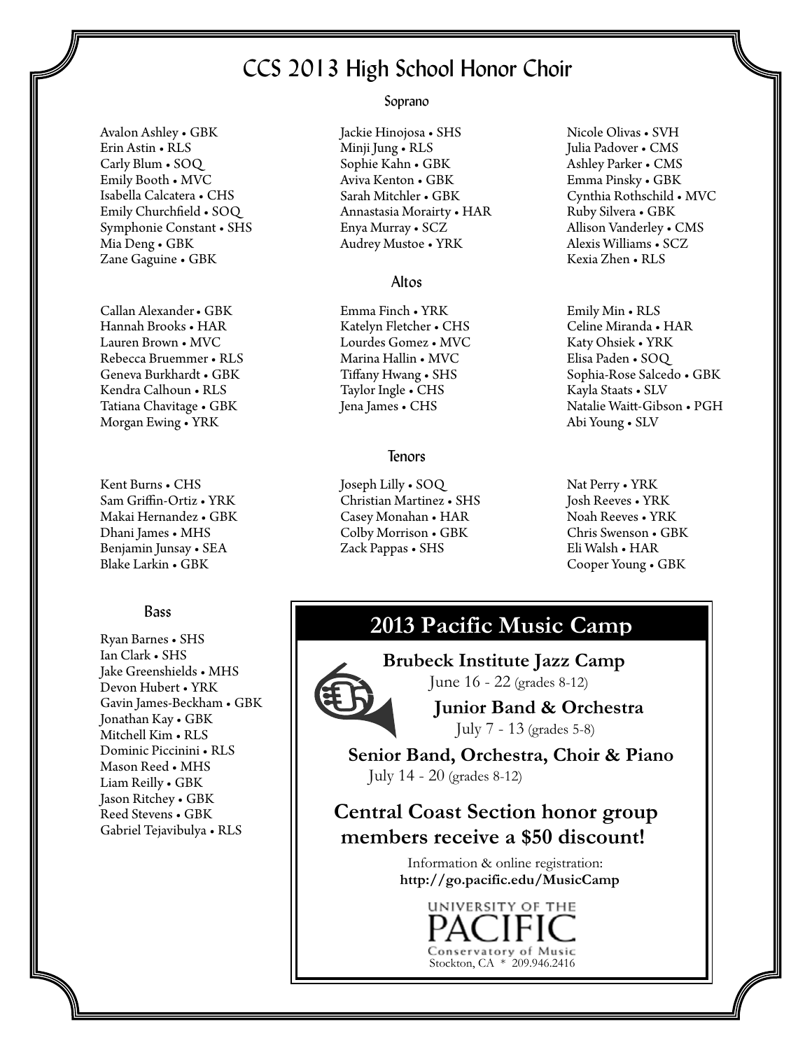# CCS 2013 High School Honor Choir

## Soprano

Avalon Ashley • GBK
Erin Astin • RLS
Carly Blum • SOQ
Emily Booth • MVC
Isabella Calcatera • CHS
Emily Churchfield • SOQ
Symphonie Constant • SHS
Mia Deng • GBK
Zane Gaguine • GBK

Jackie Hinojosa • SHS
Minji Jung • RLS
Sophie Kahn • GBK
Aviva Kenton • GBK
Sarah Mitchler • GBK
Annastasia Morairty • HAR
Enya Murray • SCZ
Audrey Mustoe • YRK

Nicole Olivas • SVH
Julia Padover • CMS
Ashley Parker • CMS
Emma Pinsky • GBK
Cynthia Rothschild • MVC
Ruby Silvera • GBK
Allison Vanderley • CMS
Alexis Williams • SCZ
Kexia Zhen • RLS

## Altos

Callan Alexander • GBK
Hannah Brooks • HAR
Lauren Brown • MVC
Rebecca Bruemmer • RLS
Geneva Burkhardt • GBK
Kendra Calhoun • RLS
Tatiana Chavitage • GBK
Morgan Ewing • YRK

Emma Finch • YRK
Katelyn Fletcher • CHS
Lourdes Gomez • MVC
Marina Hallin • MVC
Tiffany Hwang • SHS
Taylor Ingle • CHS
Jena James • CHS

Emily Min • RLS
Celine Miranda • HAR
Katy Ohsiek • YRK
Elisa Paden • SOQ
Sophia-Rose Salcedo • GBK
Kayla Staats • SLV
Natalie Waitt-Gibson • PGH
Abi Young • SLV

## Tenors

Kent Burns • CHS
Sam Griffin-Ortiz • YRK
Makai Hernandez • GBK
Dhani James • MHS
Benjamin Junsay • SEA
Blake Larkin • GBK

Joseph Lilly • SOQ
Christian Martinez • SHS
Casey Monahan • HAR
Colby Morrison • GBK
Zack Pappas • SHS

Nat Perry • YRK
Josh Reeves • YRK
Noah Reeves • YRK
Chris Swenson • GBK
Eli Walsh • HAR
Cooper Young • GBK

## Bass

Ryan Barnes • SHS
Ian Clark • SHS
Jake Greenshields • MHS
Devon Hubert • YRK
Gavin James-Beckham • GBK
Jonathan Kay • GBK
Mitchell Kim • RLS
Dominic Piccinini • RLS
Mason Reed • MHS
Liam Reilly • GBK
Jason Ritchey • GBK
Reed Stevens • GBK
Gabriel Tejavibulya • RLS

## 2013 Pacific Music Camp

**Brubeck Institute Jazz Camp**
June 16 - 22 (grades 8-12)

**Junior Band & Orchestra**
July 7 - 13 (grades 5-8)

**Senior Band, Orchestra, Choir & Piano**
July 14 - 20 (grades 8-12)

**Central Coast Section honor group members receive a $50 discount!**

Information & online registration:
**http://go.pacific.edu/MusicCamp**

UNIVERSITY OF THE PACIFIC
Conservatory of Music
Stockton, CA * 209.946.2416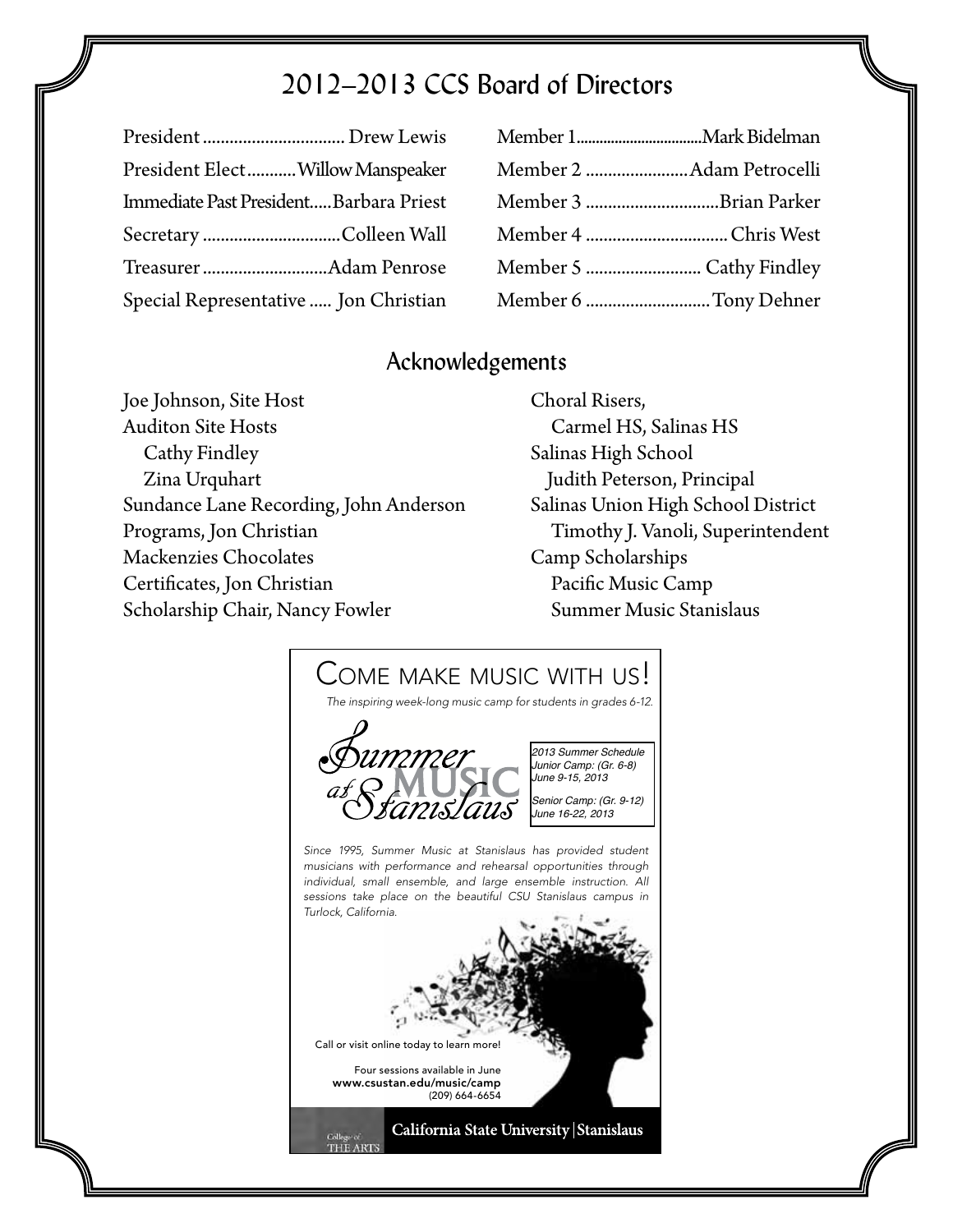# 2012–2013 CCS Board of Directors

| | | | |
|---|---|---|---|
| President | Drew Lewis | Member 1 | Mark Bidelman |
| President Elect | Willow Manspeaker | Member 2 | Adam Petrocelli |
| Immediate Past President | Barbara Priest | Member 3 | Brian Parker |
| Secretary | Colleen Wall | Member 4 | Chris West |
| Treasurer | Adam Penrose | Member 5 | Cathy Findley |
| Special Representative | Jon Christian | Member 6 | Tony Dehner |

## Acknowledgements

Joe Johnson, Site Host
Auditon Site Hosts
  Cathy Findley
  Zina Urquhart
Sundance Lane Recording, John Anderson
Programs, Jon Christian
Mackenzies Chocolates
Certificates, Jon Christian
Scholarship Chair, Nancy Fowler

Choral Risers,
  Carmel HS, Salinas HS
Salinas High School
  Judith Peterson, Principal
Salinas Union High School District
  Timothy J. Vanoli, Superintendent
Camp Scholarships
  Pacific Music Camp
  Summer Music Stanislaus

COME MAKE MUSIC WITH US!

*The inspiring week-long music camp for students in grades 6-12.*

Summer MUSIC at Stanislaus

*2013 Summer Schedule*
*Junior Camp: (Gr. 6-8)*
*June 9-15, 2013*

*Senior Camp: (Gr. 9-12)*
*June 16-22, 2013*

*Since 1995, Summer Music at Stanislaus has provided student musicians with performance and rehearsal opportunities through individual, small ensemble, and large ensemble instruction. All sessions take place on the beautiful CSU Stanislaus campus in Turlock, California.*

Call or visit online today to learn more!

Four sessions available in June
**www.csustan.edu/music/camp**
(209) 664-6654

College of THE ARTS

**California State University | Stanislaus**